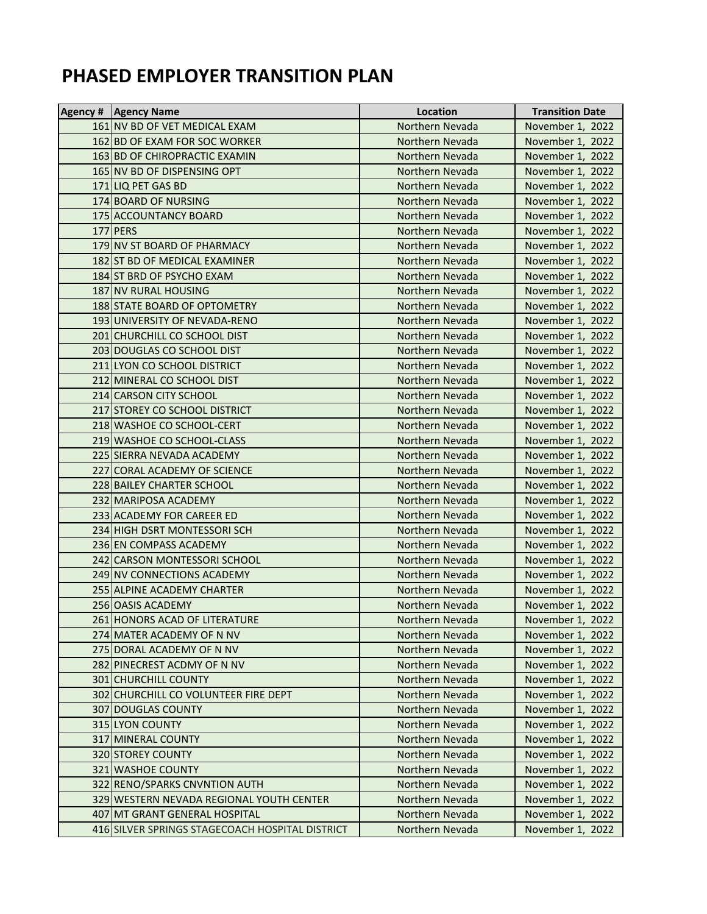# PHASED EMPLOYER TRANSITION PLAN

| Agency # | Agency Name | Location | Transition Date |
|---|---|---|---|
| 161 | NV BD OF VET MEDICAL EXAM | Northern Nevada | November 1, 2022 |
| 162 | BD OF EXAM FOR SOC WORKER | Northern Nevada | November 1, 2022 |
| 163 | BD OF CHIROPRACTIC EXAMIN | Northern Nevada | November 1, 2022 |
| 165 | NV BD OF DISPENSING OPT | Northern Nevada | November 1, 2022 |
| 171 | LIQ PET GAS BD | Northern Nevada | November 1, 2022 |
| 174 | BOARD OF NURSING | Northern Nevada | November 1, 2022 |
| 175 | ACCOUNTANCY BOARD | Northern Nevada | November 1, 2022 |
| 177 | PERS | Northern Nevada | November 1, 2022 |
| 179 | NV ST BOARD OF PHARMACY | Northern Nevada | November 1, 2022 |
| 182 | ST BD OF MEDICAL EXAMINER | Northern Nevada | November 1, 2022 |
| 184 | ST BRD OF PSYCHO EXAM | Northern Nevada | November 1, 2022 |
| 187 | NV RURAL HOUSING | Northern Nevada | November 1, 2022 |
| 188 | STATE BOARD OF OPTOMETRY | Northern Nevada | November 1, 2022 |
| 193 | UNIVERSITY OF NEVADA-RENO | Northern Nevada | November 1, 2022 |
| 201 | CHURCHILL CO SCHOOL DIST | Northern Nevada | November 1, 2022 |
| 203 | DOUGLAS CO SCHOOL DIST | Northern Nevada | November 1, 2022 |
| 211 | LYON CO SCHOOL DISTRICT | Northern Nevada | November 1, 2022 |
| 212 | MINERAL CO SCHOOL DIST | Northern Nevada | November 1, 2022 |
| 214 | CARSON CITY SCHOOL | Northern Nevada | November 1, 2022 |
| 217 | STOREY CO SCHOOL DISTRICT | Northern Nevada | November 1, 2022 |
| 218 | WASHOE CO SCHOOL-CERT | Northern Nevada | November 1, 2022 |
| 219 | WASHOE CO SCHOOL-CLASS | Northern Nevada | November 1, 2022 |
| 225 | SIERRA NEVADA ACADEMY | Northern Nevada | November 1, 2022 |
| 227 | CORAL ACADEMY OF SCIENCE | Northern Nevada | November 1, 2022 |
| 228 | BAILEY CHARTER SCHOOL | Northern Nevada | November 1, 2022 |
| 232 | MARIPOSA ACADEMY | Northern Nevada | November 1, 2022 |
| 233 | ACADEMY FOR CAREER ED | Northern Nevada | November 1, 2022 |
| 234 | HIGH DSRT MONTESSORI SCH | Northern Nevada | November 1, 2022 |
| 236 | EN COMPASS ACADEMY | Northern Nevada | November 1, 2022 |
| 242 | CARSON MONTESSORI SCHOOL | Northern Nevada | November 1, 2022 |
| 249 | NV CONNECTIONS ACADEMY | Northern Nevada | November 1, 2022 |
| 255 | ALPINE ACADEMY CHARTER | Northern Nevada | November 1, 2022 |
| 256 | OASIS ACADEMY | Northern Nevada | November 1, 2022 |
| 261 | HONORS ACAD OF LITERATURE | Northern Nevada | November 1, 2022 |
| 274 | MATER ACADEMY OF N NV | Northern Nevada | November 1, 2022 |
| 275 | DORAL ACADEMY OF N NV | Northern Nevada | November 1, 2022 |
| 282 | PINECREST ACDMY OF N NV | Northern Nevada | November 1, 2022 |
| 301 | CHURCHILL COUNTY | Northern Nevada | November 1, 2022 |
| 302 | CHURCHILL CO VOLUNTEER FIRE DEPT | Northern Nevada | November 1, 2022 |
| 307 | DOUGLAS COUNTY | Northern Nevada | November 1, 2022 |
| 315 | LYON COUNTY | Northern Nevada | November 1, 2022 |
| 317 | MINERAL COUNTY | Northern Nevada | November 1, 2022 |
| 320 | STOREY COUNTY | Northern Nevada | November 1, 2022 |
| 321 | WASHOE COUNTY | Northern Nevada | November 1, 2022 |
| 322 | RENO/SPARKS CNVNTION AUTH | Northern Nevada | November 1, 2022 |
| 329 | WESTERN NEVADA REGIONAL YOUTH CENTER | Northern Nevada | November 1, 2022 |
| 407 | MT GRANT GENERAL HOSPITAL | Northern Nevada | November 1, 2022 |
| 416 | SILVER SPRINGS STAGECOACH HOSPITAL DISTRICT | Northern Nevada | November 1, 2022 |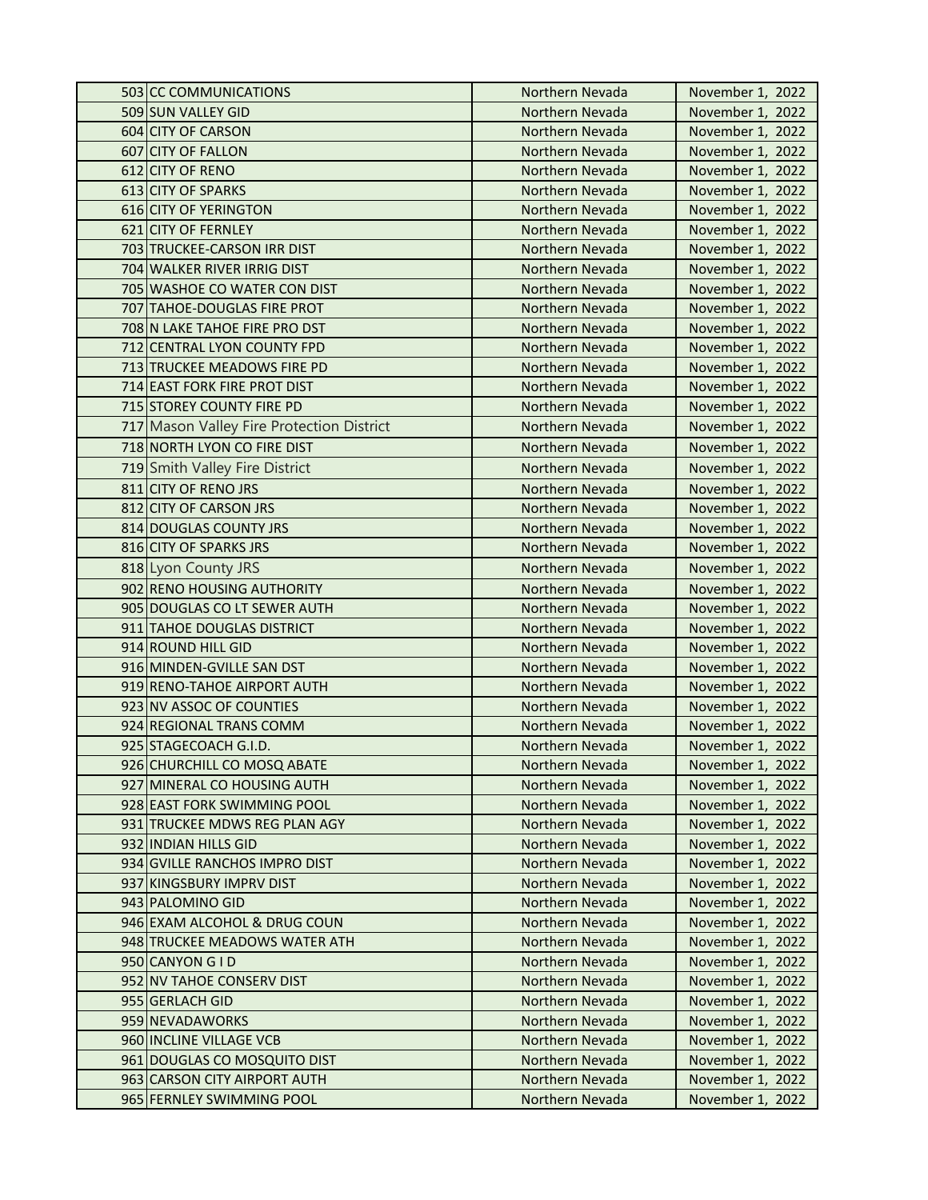| | | | |
|---|---|---|---|
| 503 | CC COMMUNICATIONS | Northern Nevada | November 1, 2022 |
| 509 | SUN VALLEY GID | Northern Nevada | November 1, 2022 |
| 604 | CITY OF CARSON | Northern Nevada | November 1, 2022 |
| 607 | CITY OF FALLON | Northern Nevada | November 1, 2022 |
| 612 | CITY OF RENO | Northern Nevada | November 1, 2022 |
| 613 | CITY OF SPARKS | Northern Nevada | November 1, 2022 |
| 616 | CITY OF YERINGTON | Northern Nevada | November 1, 2022 |
| 621 | CITY OF FERNLEY | Northern Nevada | November 1, 2022 |
| 703 | TRUCKEE-CARSON IRR DIST | Northern Nevada | November 1, 2022 |
| 704 | WALKER RIVER IRRIG DIST | Northern Nevada | November 1, 2022 |
| 705 | WASHOE CO WATER CON DIST | Northern Nevada | November 1, 2022 |
| 707 | TAHOE-DOUGLAS FIRE PROT | Northern Nevada | November 1, 2022 |
| 708 | N LAKE TAHOE FIRE PRO DST | Northern Nevada | November 1, 2022 |
| 712 | CENTRAL LYON COUNTY FPD | Northern Nevada | November 1, 2022 |
| 713 | TRUCKEE MEADOWS FIRE PD | Northern Nevada | November 1, 2022 |
| 714 | EAST FORK FIRE PROT DIST | Northern Nevada | November 1, 2022 |
| 715 | STOREY COUNTY FIRE PD | Northern Nevada | November 1, 2022 |
| 717 | Mason Valley Fire Protection District | Northern Nevada | November 1, 2022 |
| 718 | NORTH LYON CO FIRE DIST | Northern Nevada | November 1, 2022 |
| 719 | Smith Valley Fire District | Northern Nevada | November 1, 2022 |
| 811 | CITY OF RENO JRS | Northern Nevada | November 1, 2022 |
| 812 | CITY OF CARSON JRS | Northern Nevada | November 1, 2022 |
| 814 | DOUGLAS COUNTY JRS | Northern Nevada | November 1, 2022 |
| 816 | CITY OF SPARKS JRS | Northern Nevada | November 1, 2022 |
| 818 | Lyon County JRS | Northern Nevada | November 1, 2022 |
| 902 | RENO HOUSING AUTHORITY | Northern Nevada | November 1, 2022 |
| 905 | DOUGLAS CO LT SEWER AUTH | Northern Nevada | November 1, 2022 |
| 911 | TAHOE DOUGLAS DISTRICT | Northern Nevada | November 1, 2022 |
| 914 | ROUND HILL GID | Northern Nevada | November 1, 2022 |
| 916 | MINDEN-GVILLE SAN DST | Northern Nevada | November 1, 2022 |
| 919 | RENO-TAHOE AIRPORT AUTH | Northern Nevada | November 1, 2022 |
| 923 | NV ASSOC OF COUNTIES | Northern Nevada | November 1, 2022 |
| 924 | REGIONAL TRANS COMM | Northern Nevada | November 1, 2022 |
| 925 | STAGECOACH G.I.D. | Northern Nevada | November 1, 2022 |
| 926 | CHURCHILL CO MOSQ ABATE | Northern Nevada | November 1, 2022 |
| 927 | MINERAL CO HOUSING AUTH | Northern Nevada | November 1, 2022 |
| 928 | EAST FORK SWIMMING POOL | Northern Nevada | November 1, 2022 |
| 931 | TRUCKEE MDWS REG PLAN AGY | Northern Nevada | November 1, 2022 |
| 932 | INDIAN HILLS GID | Northern Nevada | November 1, 2022 |
| 934 | GVILLE RANCHOS IMPRO DIST | Northern Nevada | November 1, 2022 |
| 937 | KINGSBURY IMPRV DIST | Northern Nevada | November 1, 2022 |
| 943 | PALOMINO GID | Northern Nevada | November 1, 2022 |
| 946 | EXAM ALCOHOL & DRUG COUN | Northern Nevada | November 1, 2022 |
| 948 | TRUCKEE MEADOWS WATER ATH | Northern Nevada | November 1, 2022 |
| 950 | CANYON G I D | Northern Nevada | November 1, 2022 |
| 952 | NV TAHOE CONSERV DIST | Northern Nevada | November 1, 2022 |
| 955 | GERLACH GID | Northern Nevada | November 1, 2022 |
| 959 | NEVADAWORKS | Northern Nevada | November 1, 2022 |
| 960 | INCLINE VILLAGE VCB | Northern Nevada | November 1, 2022 |
| 961 | DOUGLAS CO MOSQUITO DIST | Northern Nevada | November 1, 2022 |
| 963 | CARSON CITY AIRPORT AUTH | Northern Nevada | November 1, 2022 |
| 965 | FERNLEY SWIMMING POOL | Northern Nevada | November 1, 2022 |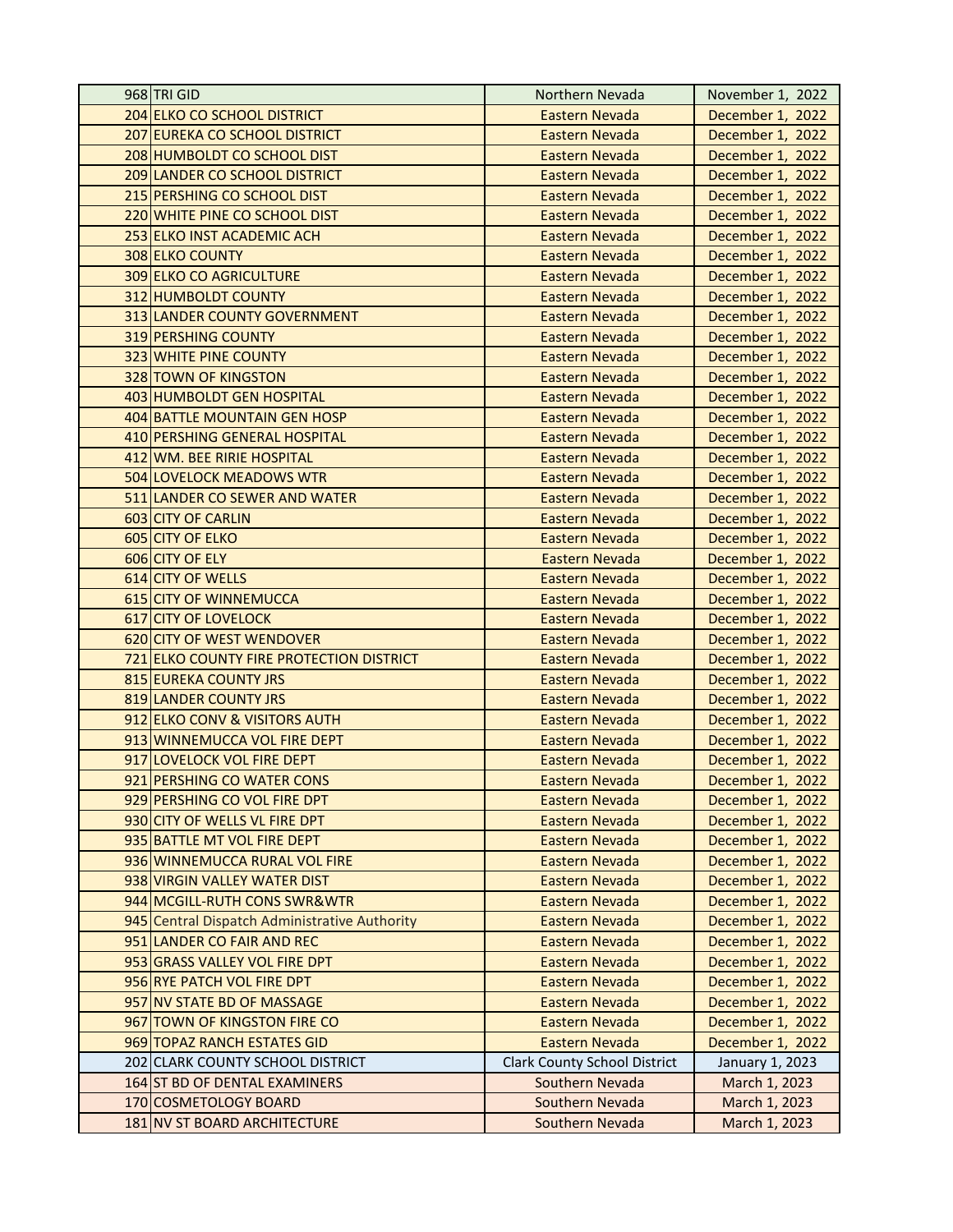| | | | |
|---|---|---|---|
| 968 | TRI GID | Northern Nevada | November 1, 2022 |
| 204 | ELKO CO SCHOOL DISTRICT | Eastern Nevada | December 1, 2022 |
| 207 | EUREKA CO SCHOOL DISTRICT | Eastern Nevada | December 1, 2022 |
| 208 | HUMBOLDT CO SCHOOL DIST | Eastern Nevada | December 1, 2022 |
| 209 | LANDER CO SCHOOL DISTRICT | Eastern Nevada | December 1, 2022 |
| 215 | PERSHING CO SCHOOL DIST | Eastern Nevada | December 1, 2022 |
| 220 | WHITE PINE CO SCHOOL DIST | Eastern Nevada | December 1, 2022 |
| 253 | ELKO INST ACADEMIC ACH | Eastern Nevada | December 1, 2022 |
| 308 | ELKO COUNTY | Eastern Nevada | December 1, 2022 |
| 309 | ELKO CO AGRICULTURE | Eastern Nevada | December 1, 2022 |
| 312 | HUMBOLDT COUNTY | Eastern Nevada | December 1, 2022 |
| 313 | LANDER COUNTY GOVERNMENT | Eastern Nevada | December 1, 2022 |
| 319 | PERSHING COUNTY | Eastern Nevada | December 1, 2022 |
| 323 | WHITE PINE COUNTY | Eastern Nevada | December 1, 2022 |
| 328 | TOWN OF KINGSTON | Eastern Nevada | December 1, 2022 |
| 403 | HUMBOLDT GEN HOSPITAL | Eastern Nevada | December 1, 2022 |
| 404 | BATTLE MOUNTAIN GEN HOSP | Eastern Nevada | December 1, 2022 |
| 410 | PERSHING GENERAL HOSPITAL | Eastern Nevada | December 1, 2022 |
| 412 | WM. BEE RIRIE HOSPITAL | Eastern Nevada | December 1, 2022 |
| 504 | LOVELOCK MEADOWS WTR | Eastern Nevada | December 1, 2022 |
| 511 | LANDER CO SEWER AND WATER | Eastern Nevada | December 1, 2022 |
| 603 | CITY OF CARLIN | Eastern Nevada | December 1, 2022 |
| 605 | CITY OF ELKO | Eastern Nevada | December 1, 2022 |
| 606 | CITY OF ELY | Eastern Nevada | December 1, 2022 |
| 614 | CITY OF WELLS | Eastern Nevada | December 1, 2022 |
| 615 | CITY OF WINNEMUCCA | Eastern Nevada | December 1, 2022 |
| 617 | CITY OF LOVELOCK | Eastern Nevada | December 1, 2022 |
| 620 | CITY OF WEST WENDOVER | Eastern Nevada | December 1, 2022 |
| 721 | ELKO COUNTY FIRE PROTECTION DISTRICT | Eastern Nevada | December 1, 2022 |
| 815 | EUREKA COUNTY JRS | Eastern Nevada | December 1, 2022 |
| 819 | LANDER COUNTY JRS | Eastern Nevada | December 1, 2022 |
| 912 | ELKO CONV & VISITORS AUTH | Eastern Nevada | December 1, 2022 |
| 913 | WINNEMUCCA VOL FIRE DEPT | Eastern Nevada | December 1, 2022 |
| 917 | LOVELOCK VOL FIRE DEPT | Eastern Nevada | December 1, 2022 |
| 921 | PERSHING CO WATER CONS | Eastern Nevada | December 1, 2022 |
| 929 | PERSHING CO VOL FIRE DPT | Eastern Nevada | December 1, 2022 |
| 930 | CITY OF WELLS VL FIRE DPT | Eastern Nevada | December 1, 2022 |
| 935 | BATTLE MT VOL FIRE DEPT | Eastern Nevada | December 1, 2022 |
| 936 | WINNEMUCCA RURAL VOL FIRE | Eastern Nevada | December 1, 2022 |
| 938 | VIRGIN VALLEY WATER DIST | Eastern Nevada | December 1, 2022 |
| 944 | MCGILL-RUTH CONS SWR&WTR | Eastern Nevada | December 1, 2022 |
| 945 | Central Dispatch Administrative Authority | Eastern Nevada | December 1, 2022 |
| 951 | LANDER CO FAIR AND REC | Eastern Nevada | December 1, 2022 |
| 953 | GRASS VALLEY VOL FIRE DPT | Eastern Nevada | December 1, 2022 |
| 956 | RYE PATCH VOL FIRE DPT | Eastern Nevada | December 1, 2022 |
| 957 | NV STATE BD OF MASSAGE | Eastern Nevada | December 1, 2022 |
| 967 | TOWN OF KINGSTON FIRE CO | Eastern Nevada | December 1, 2022 |
| 969 | TOPAZ RANCH ESTATES GID | Eastern Nevada | December 1, 2022 |
| 202 | CLARK COUNTY SCHOOL DISTRICT | Clark County School District | January 1, 2023 |
| 164 | ST BD OF DENTAL EXAMINERS | Southern Nevada | March 1, 2023 |
| 170 | COSMETOLOGY BOARD | Southern Nevada | March 1, 2023 |
| 181 | NV ST BOARD ARCHITECTURE | Southern Nevada | March 1, 2023 |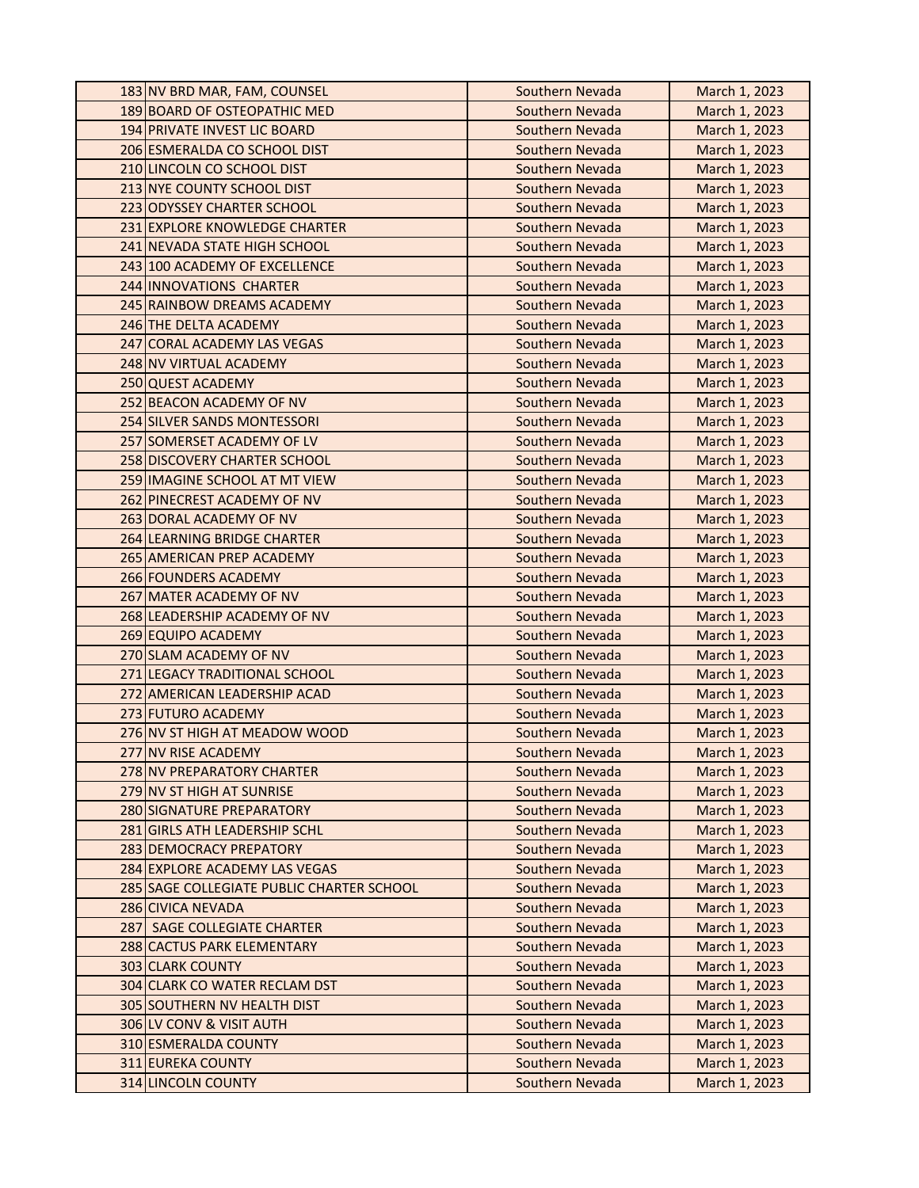| | | | |
|---|---|---|---|
| 183 | NV BRD MAR, FAM, COUNSEL | Southern Nevada | March 1, 2023 |
| 189 | BOARD OF OSTEOPATHIC MED | Southern Nevada | March 1, 2023 |
| 194 | PRIVATE INVEST LIC BOARD | Southern Nevada | March 1, 2023 |
| 206 | ESMERALDA CO SCHOOL DIST | Southern Nevada | March 1, 2023 |
| 210 | LINCOLN CO SCHOOL DIST | Southern Nevada | March 1, 2023 |
| 213 | NYE COUNTY SCHOOL DIST | Southern Nevada | March 1, 2023 |
| 223 | ODYSSEY CHARTER SCHOOL | Southern Nevada | March 1, 2023 |
| 231 | EXPLORE KNOWLEDGE CHARTER | Southern Nevada | March 1, 2023 |
| 241 | NEVADA STATE HIGH SCHOOL | Southern Nevada | March 1, 2023 |
| 243 | 100 ACADEMY OF EXCELLENCE | Southern Nevada | March 1, 2023 |
| 244 | INNOVATIONS CHARTER | Southern Nevada | March 1, 2023 |
| 245 | RAINBOW DREAMS ACADEMY | Southern Nevada | March 1, 2023 |
| 246 | THE DELTA ACADEMY | Southern Nevada | March 1, 2023 |
| 247 | CORAL ACADEMY LAS VEGAS | Southern Nevada | March 1, 2023 |
| 248 | NV VIRTUAL ACADEMY | Southern Nevada | March 1, 2023 |
| 250 | QUEST ACADEMY | Southern Nevada | March 1, 2023 |
| 252 | BEACON ACADEMY OF NV | Southern Nevada | March 1, 2023 |
| 254 | SILVER SANDS MONTESSORI | Southern Nevada | March 1, 2023 |
| 257 | SOMERSET ACADEMY OF LV | Southern Nevada | March 1, 2023 |
| 258 | DISCOVERY CHARTER SCHOOL | Southern Nevada | March 1, 2023 |
| 259 | IMAGINE SCHOOL AT MT VIEW | Southern Nevada | March 1, 2023 |
| 262 | PINECREST ACADEMY OF NV | Southern Nevada | March 1, 2023 |
| 263 | DORAL ACADEMY OF NV | Southern Nevada | March 1, 2023 |
| 264 | LEARNING BRIDGE CHARTER | Southern Nevada | March 1, 2023 |
| 265 | AMERICAN PREP ACADEMY | Southern Nevada | March 1, 2023 |
| 266 | FOUNDERS ACADEMY | Southern Nevada | March 1, 2023 |
| 267 | MATER ACADEMY OF NV | Southern Nevada | March 1, 2023 |
| 268 | LEADERSHIP ACADEMY OF NV | Southern Nevada | March 1, 2023 |
| 269 | EQUIPO ACADEMY | Southern Nevada | March 1, 2023 |
| 270 | SLAM ACADEMY OF NV | Southern Nevada | March 1, 2023 |
| 271 | LEGACY TRADITIONAL SCHOOL | Southern Nevada | March 1, 2023 |
| 272 | AMERICAN LEADERSHIP ACAD | Southern Nevada | March 1, 2023 |
| 273 | FUTURO ACADEMY | Southern Nevada | March 1, 2023 |
| 276 | NV ST HIGH AT MEADOW WOOD | Southern Nevada | March 1, 2023 |
| 277 | NV RISE ACADEMY | Southern Nevada | March 1, 2023 |
| 278 | NV PREPARATORY CHARTER | Southern Nevada | March 1, 2023 |
| 279 | NV ST HIGH AT SUNRISE | Southern Nevada | March 1, 2023 |
| 280 | SIGNATURE PREPARATORY | Southern Nevada | March 1, 2023 |
| 281 | GIRLS ATH LEADERSHIP SCHL | Southern Nevada | March 1, 2023 |
| 283 | DEMOCRACY PREPATORY | Southern Nevada | March 1, 2023 |
| 284 | EXPLORE ACADEMY LAS VEGAS | Southern Nevada | March 1, 2023 |
| 285 | SAGE COLLEGIATE PUBLIC CHARTER SCHOOL | Southern Nevada | March 1, 2023 |
| 286 | CIVICA NEVADA | Southern Nevada | March 1, 2023 |
| 287 | SAGE COLLEGIATE CHARTER | Southern Nevada | March 1, 2023 |
| 288 | CACTUS PARK ELEMENTARY | Southern Nevada | March 1, 2023 |
| 303 | CLARK COUNTY | Southern Nevada | March 1, 2023 |
| 304 | CLARK CO WATER RECLAM DST | Southern Nevada | March 1, 2023 |
| 305 | SOUTHERN NV HEALTH DIST | Southern Nevada | March 1, 2023 |
| 306 | LV CONV & VISIT AUTH | Southern Nevada | March 1, 2023 |
| 310 | ESMERALDA COUNTY | Southern Nevada | March 1, 2023 |
| 311 | EUREKA COUNTY | Southern Nevada | March 1, 2023 |
| 314 | LINCOLN COUNTY | Southern Nevada | March 1, 2023 |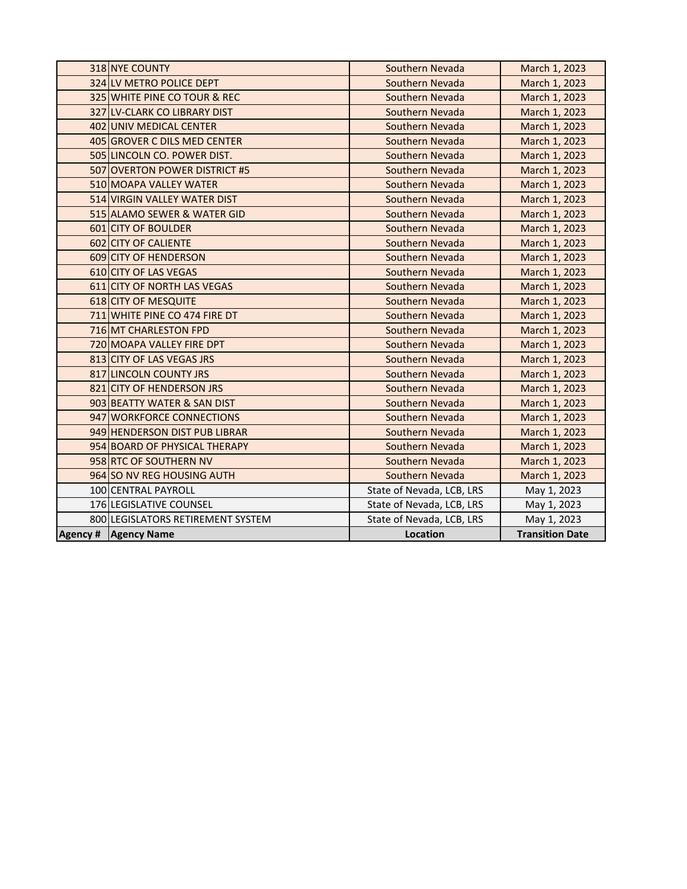| | | | |
|---|---|---|---|
| 318 | NYE COUNTY | Southern Nevada | March 1, 2023 |
| 324 | LV METRO POLICE DEPT | Southern Nevada | March 1, 2023 |
| 325 | WHITE PINE CO TOUR & REC | Southern Nevada | March 1, 2023 |
| 327 | LV-CLARK CO LIBRARY DIST | Southern Nevada | March 1, 2023 |
| 402 | UNIV MEDICAL CENTER | Southern Nevada | March 1, 2023 |
| 405 | GROVER C DILS MED CENTER | Southern Nevada | March 1, 2023 |
| 505 | LINCOLN CO. POWER DIST. | Southern Nevada | March 1, 2023 |
| 507 | OVERTON POWER DISTRICT #5 | Southern Nevada | March 1, 2023 |
| 510 | MOAPA VALLEY WATER | Southern Nevada | March 1, 2023 |
| 514 | VIRGIN VALLEY WATER DIST | Southern Nevada | March 1, 2023 |
| 515 | ALAMO SEWER & WATER GID | Southern Nevada | March 1, 2023 |
| 601 | CITY OF BOULDER | Southern Nevada | March 1, 2023 |
| 602 | CITY OF CALIENTE | Southern Nevada | March 1, 2023 |
| 609 | CITY OF HENDERSON | Southern Nevada | March 1, 2023 |
| 610 | CITY OF LAS VEGAS | Southern Nevada | March 1, 2023 |
| 611 | CITY OF NORTH LAS VEGAS | Southern Nevada | March 1, 2023 |
| 618 | CITY OF MESQUITE | Southern Nevada | March 1, 2023 |
| 711 | WHITE PINE CO 474 FIRE DT | Southern Nevada | March 1, 2023 |
| 716 | MT CHARLESTON FPD | Southern Nevada | March 1, 2023 |
| 720 | MOAPA VALLEY FIRE DPT | Southern Nevada | March 1, 2023 |
| 813 | CITY OF LAS VEGAS JRS | Southern Nevada | March 1, 2023 |
| 817 | LINCOLN COUNTY JRS | Southern Nevada | March 1, 2023 |
| 821 | CITY OF HENDERSON JRS | Southern Nevada | March 1, 2023 |
| 903 | BEATTY WATER & SAN DIST | Southern Nevada | March 1, 2023 |
| 947 | WORKFORCE CONNECTIONS | Southern Nevada | March 1, 2023 |
| 949 | HENDERSON DIST PUB LIBRAR | Southern Nevada | March 1, 2023 |
| 954 | BOARD OF PHYSICAL THERAPY | Southern Nevada | March 1, 2023 |
| 958 | RTC OF SOUTHERN NV | Southern Nevada | March 1, 2023 |
| 964 | SO NV REG HOUSING AUTH | Southern Nevada | March 1, 2023 |
| 100 | CENTRAL PAYROLL | State of Nevada, LCB, LRS | May 1, 2023 |
| 176 | LEGISLATIVE COUNSEL | State of Nevada, LCB, LRS | May 1, 2023 |
| 800 | LEGISLATORS RETIREMENT SYSTEM | State of Nevada, LCB, LRS | May 1, 2023 |
| **Agency #** | **Agency Name** | **Location** | **Transition Date** |